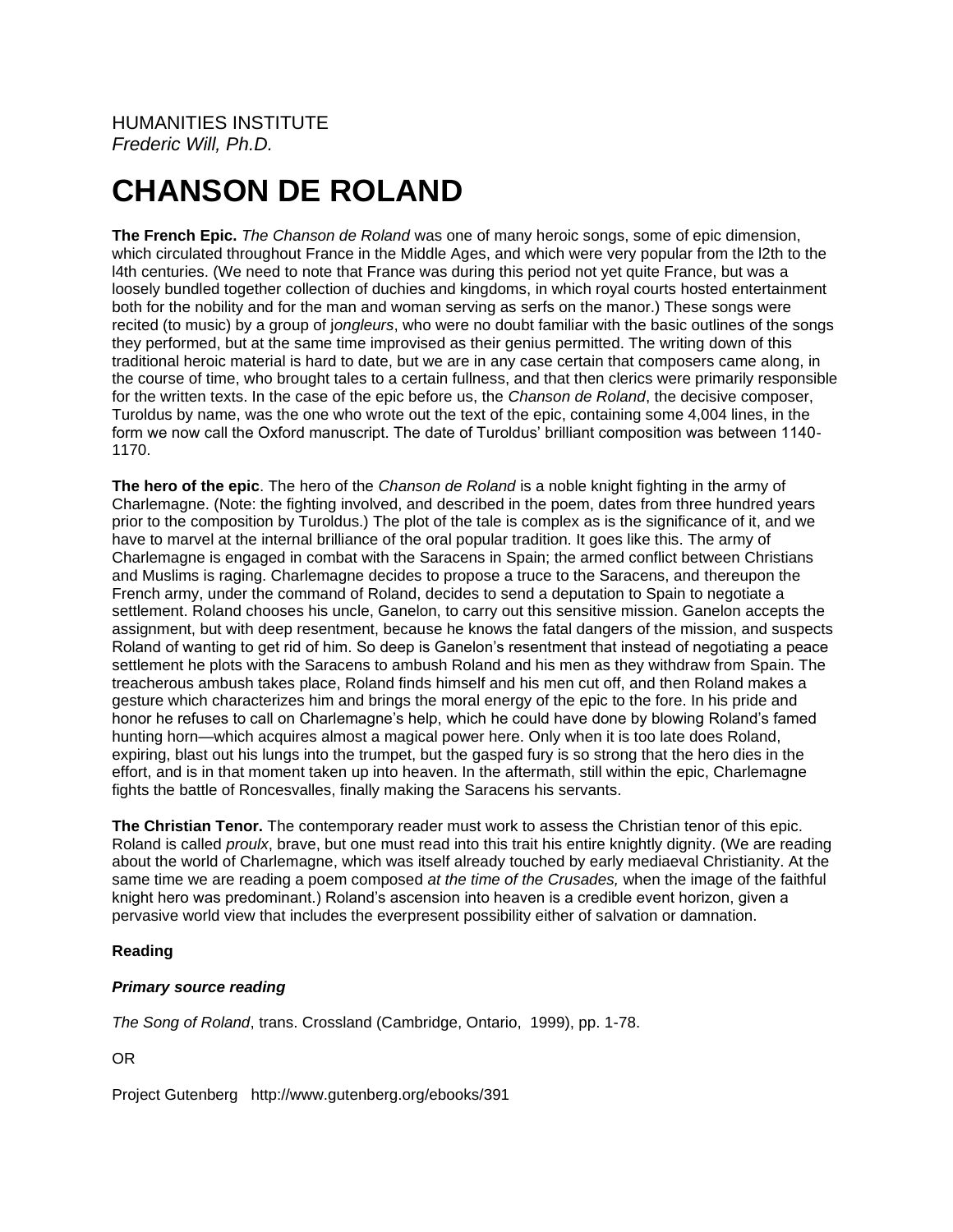HUMANITIES INSTITUTE
*Frederic Will, Ph.D.*

# CHANSON DE ROLAND

**The French Epic.** *The Chanson de Roland* was one of many heroic songs, some of epic dimension, which circulated throughout France in the Middle Ages, and which were very popular from the l2th to the l4th centuries. (We need to note that France was during this period not yet quite France, but was a loosely bundled together collection of duchies and kingdoms, in which royal courts hosted entertainment both for the nobility and for the man and woman serving as serfs on the manor.) These songs were recited (to music) by a group of j*ongleurs*, who were no doubt familiar with the basic outlines of the songs they performed, but at the same time improvised as their genius permitted. The writing down of this traditional heroic material is hard to date, but we are in any case certain that composers came along, in the course of time, who brought tales to a certain fullness, and that then clerics were primarily responsible for the written texts. In the case of the epic before us, the *Chanson de Roland*, the decisive composer, Turoldus by name, was the one who wrote out the text of the epic, containing some 4,004 lines, in the form we now call the Oxford manuscript. The date of Turoldus' brilliant composition was between 1140-1170.

**The hero of the epic**. The hero of the *Chanson de Roland* is a noble knight fighting in the army of Charlemagne. (Note: the fighting involved, and described in the poem, dates from three hundred years prior to the composition by Turoldus.) The plot of the tale is complex as is the significance of it, and we have to marvel at the internal brilliance of the oral popular tradition. It goes like this. The army of Charlemagne is engaged in combat with the Saracens in Spain; the armed conflict between Christians and Muslims is raging. Charlemagne decides to propose a truce to the Saracens, and thereupon the French army, under the command of Roland, decides to send a deputation to Spain to negotiate a settlement. Roland chooses his uncle, Ganelon, to carry out this sensitive mission. Ganelon accepts the assignment, but with deep resentment, because he knows the fatal dangers of the mission, and suspects Roland of wanting to get rid of him. So deep is Ganelon's resentment that instead of negotiating a peace settlement he plots with the Saracens to ambush Roland and his men as they withdraw from Spain. The treacherous ambush takes place, Roland finds himself and his men cut off, and then Roland makes a gesture which characterizes him and brings the moral energy of the epic to the fore. In his pride and honor he refuses to call on Charlemagne's help, which he could have done by blowing Roland's famed hunting horn—which acquires almost a magical power here. Only when it is too late does Roland, expiring, blast out his lungs into the trumpet, but the gasped fury is so strong that the hero dies in the effort, and is in that moment taken up into heaven. In the aftermath, still within the epic, Charlemagne fights the battle of Roncesvalles, finally making the Saracens his servants.

**The Christian Tenor.** The contemporary reader must work to assess the Christian tenor of this epic. Roland is called *proulx*, brave, but one must read into this trait his entire knightly dignity. (We are reading about the world of Charlemagne, which was itself already touched by early mediaeval Christianity. At the same time we are reading a poem composed *at the time of the Crusades,* when the image of the faithful knight hero was predominant.) Roland's ascension into heaven is a credible event horizon, given a pervasive world view that includes the everpresent possibility either of salvation or damnation.

**Reading**

***Primary source reading***

*The Song of Roland*, trans. Crossland (Cambridge, Ontario, 1999), pp. 1-78.

OR

Project Gutenberg http://www.gutenberg.org/ebooks/391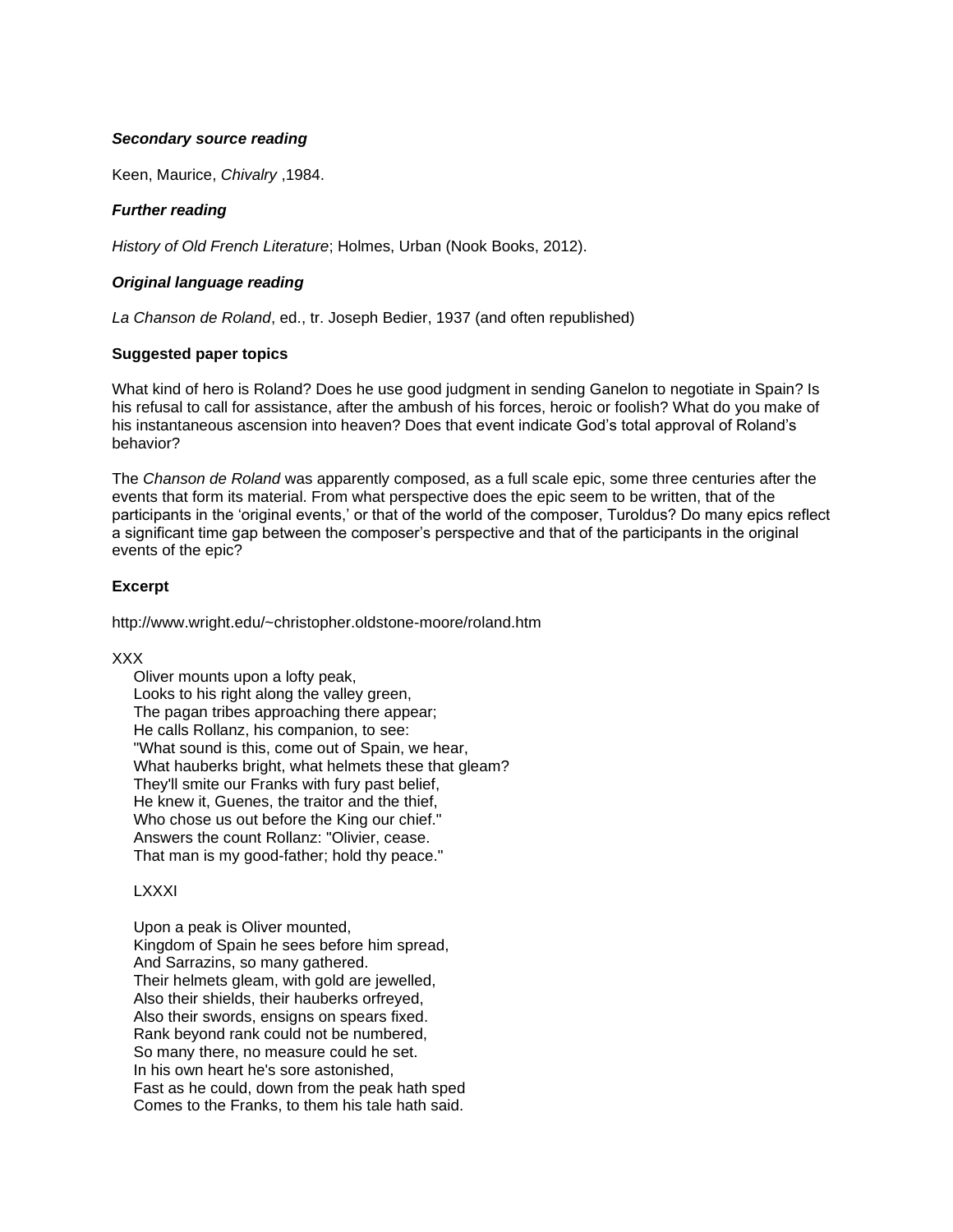***Secondary source reading***

Keen, Maurice, *Chivalry* ,1984.

***Further reading***

*History of Old French Literature*; Holmes, Urban (Nook Books, 2012).

***Original language reading***

*La Chanson de Roland*, ed., tr. Joseph Bedier, 1937 (and often republished)

**Suggested paper topics**

What kind of hero is Roland? Does he use good judgment in sending Ganelon to negotiate in Spain? Is his refusal to call for assistance, after the ambush of his forces, heroic or foolish? What do you make of his instantaneous ascension into heaven? Does that event indicate God's total approval of Roland's behavior?

The *Chanson de Roland* was apparently composed, as a full scale epic, some three centuries after the events that form its material. From what perspective does the epic seem to be written, that of the participants in the 'original events,' or that of the world of the composer, Turoldus? Do many epics reflect a significant time gap between the composer's perspective and that of the participants in the original events of the epic?

**Excerpt**

http://www.wright.edu/~christopher.oldstone-moore/roland.htm

XXX

Oliver mounts upon a lofty peak,  
Looks to his right along the valley green,  
The pagan tribes approaching there appear;  
He calls Rollanz, his companion, to see:  
"What sound is this, come out of Spain, we hear,  
What hauberks bright, what helmets these that gleam?  
They'll smite our Franks with fury past belief,  
He knew it, Guenes, the traitor and the thief,  
Who chose us out before the King our chief."  
Answers the count Rollanz: "Olivier, cease.  
That man is my good-father; hold thy peace."

LXXXI

Upon a peak is Oliver mounted,  
Kingdom of Spain he sees before him spread,  
And Sarrazins, so many gathered.  
Their helmets gleam, with gold are jewelled,  
Also their shields, their hauberks orfreyed,  
Also their swords, ensigns on spears fixed.  
Rank beyond rank could not be numbered,  
So many there, no measure could he set.  
In his own heart he's sore astonished,  
Fast as he could, down from the peak hath sped  
Comes to the Franks, to them his tale hath said.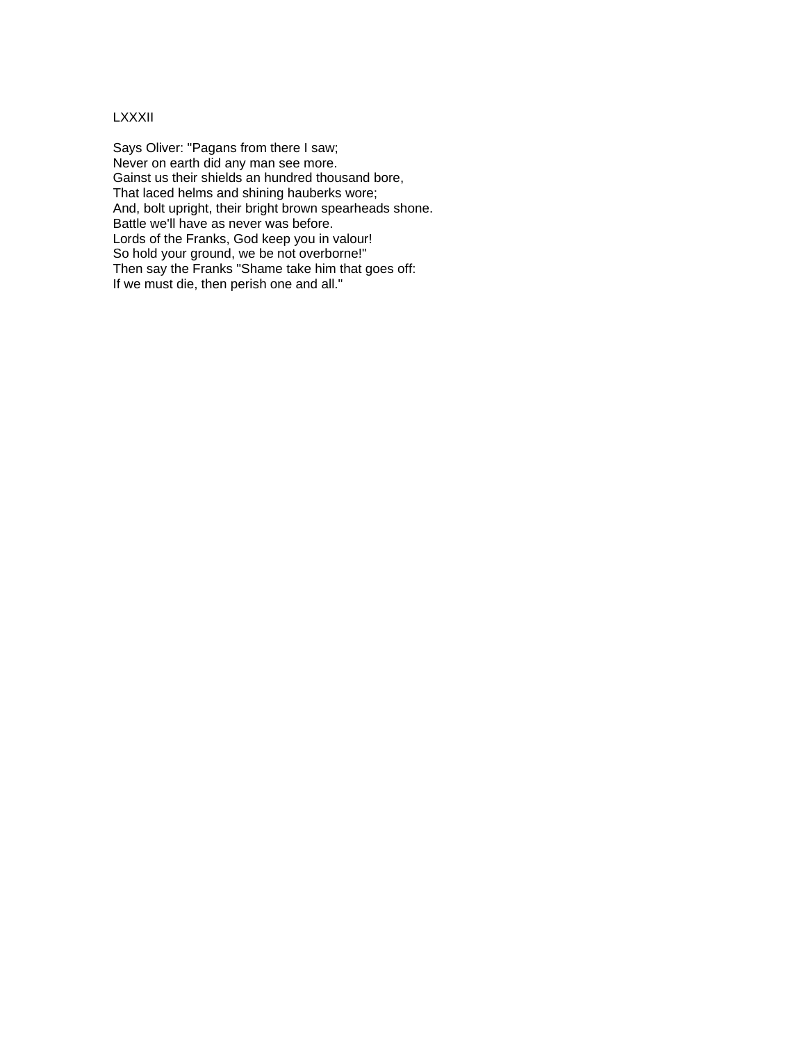LXXXII

Says Oliver: "Pagans from there I saw;  
Never on earth did any man see more.  
Gainst us their shields an hundred thousand bore,  
That laced helms and shining hauberks wore;  
And, bolt upright, their bright brown spearheads shone.  
Battle we'll have as never was before.  
Lords of the Franks, God keep you in valour!  
So hold your ground, we be not overborne!"  
Then say the Franks "Shame take him that goes off:  
If we must die, then perish one and all."